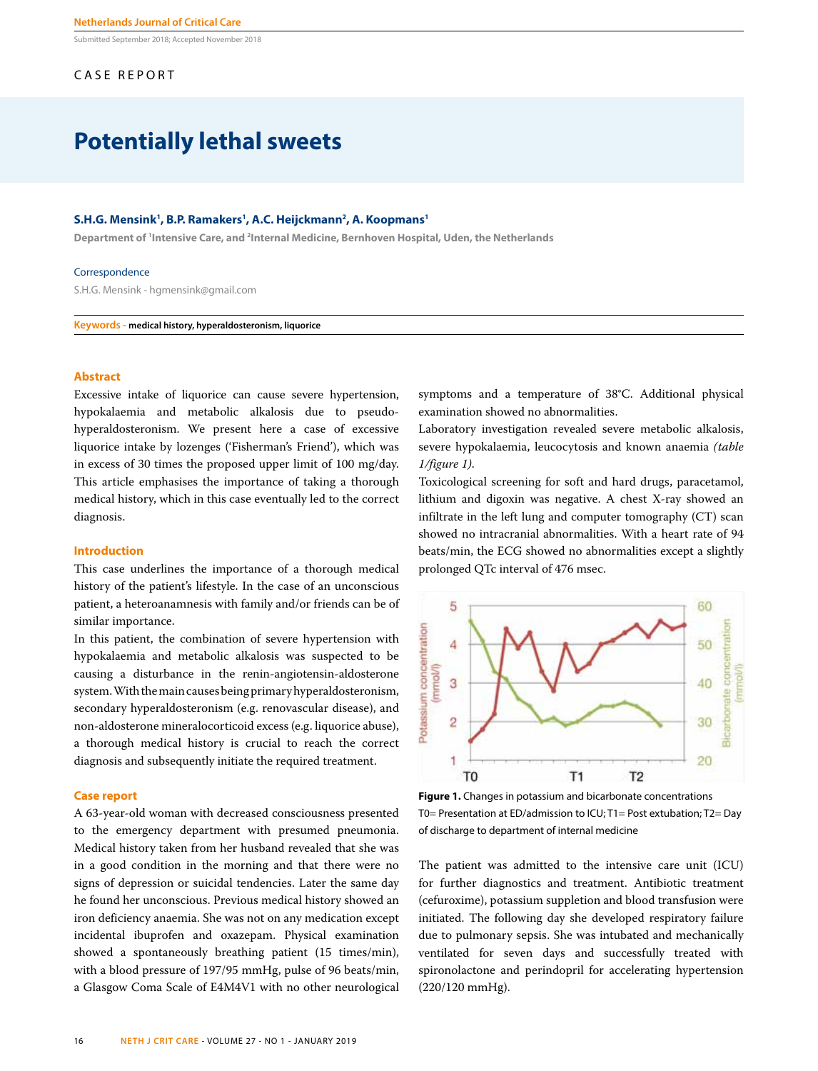# Potentially lethal sweets

**S.H.G. Mensink[1], B.P. Ramakers[1], A.C. Heijckmann[2], A. Koopmans[1]**

Department of [1]Intensive Care, and [2]Internal Medicine, Bernhoven Hospital, Uden, the Netherlands

Correspondence

S.H.G. Mensink - hgmensink@gmail.com

Submitted September 2018; Accepted November 2018

CASE REPORT

**Keywords - medical history, hyperaldosteronism, liquorice**

## Abstract

Excessive intake of liquorice can cause severe hypertension, hypokalaemia and metabolic alkalosis due to pseudo-hyperaldosteronism. We present here a case of excessive liquorice intake by lozenges ('Fisherman's Friend'), which was in excess of 30 times the proposed upper limit of 100 mg/day. This article emphasises the importance of taking a thorough medical history, which in this case eventually led to the correct diagnosis.

## Introduction

This case underlines the importance of a thorough medical history of the patient's lifestyle. In the case of an unconscious patient, a heteroanamnesis with family and/or friends can be of similar importance.

In this patient, the combination of severe hypertension with hypokalaemia and metabolic alkalosis was suspected to be causing a disturbance in the renin-angiotensin-aldosterone system. With the main causes being primary hyperaldosteronism, secondary hyperaldosteronism (e.g. renovascular disease), and non-aldosterone mineralocorticoid excess (e.g. liquorice abuse), a thorough medical history is crucial to reach the correct diagnosis and subsequently initiate the required treatment.

## Case report

A 63-year-old woman with decreased consciousness presented to the emergency department with presumed pneumonia. Medical history taken from her husband revealed that she was in a good condition in the morning and that there were no signs of depression or suicidal tendencies. Later the same day he found her unconscious. Previous medical history showed an iron deficiency anaemia. She was not on any medication except incidental ibuprofen and oxazepam. Physical examination showed a spontaneously breathing patient (15 times/min), with a blood pressure of 197/95 mmHg, pulse of 96 beats/min, a Glasgow Coma Scale of E4M4V1 with no other neurological symptoms and a temperature of 38°C. Additional physical examination showed no abnormalities.

Laboratory investigation revealed severe metabolic alkalosis, severe hypokalaemia, leucocytosis and known anaemia *(table 1/figure 1)*.

Toxicological screening for soft and hard drugs, paracetamol, lithium and digoxin was negative. A chest X-ray showed an infiltrate in the left lung and computer tomography (CT) scan showed no intracranial abnormalities. With a heart rate of 94 beats/min, the ECG showed no abnormalities except a slightly prolonged QTc interval of 476 msec.

**Figure 1.** Changes in potassium and bicarbonate concentrations
T0= Presentation at ED/admission to ICU; T1= Post extubation; T2= Day of discharge to department of internal medicine

The patient was admitted to the intensive care unit (ICU) for further diagnostics and treatment. Antibiotic treatment (cefuroxime), potassium suppletion and blood transfusion were initiated. The following day she developed respiratory failure due to pulmonary sepsis. She was intubated and mechanically ventilated for seven days and successfully treated with spironolactone and perindopril for accelerating hypertension (220/120 mmHg).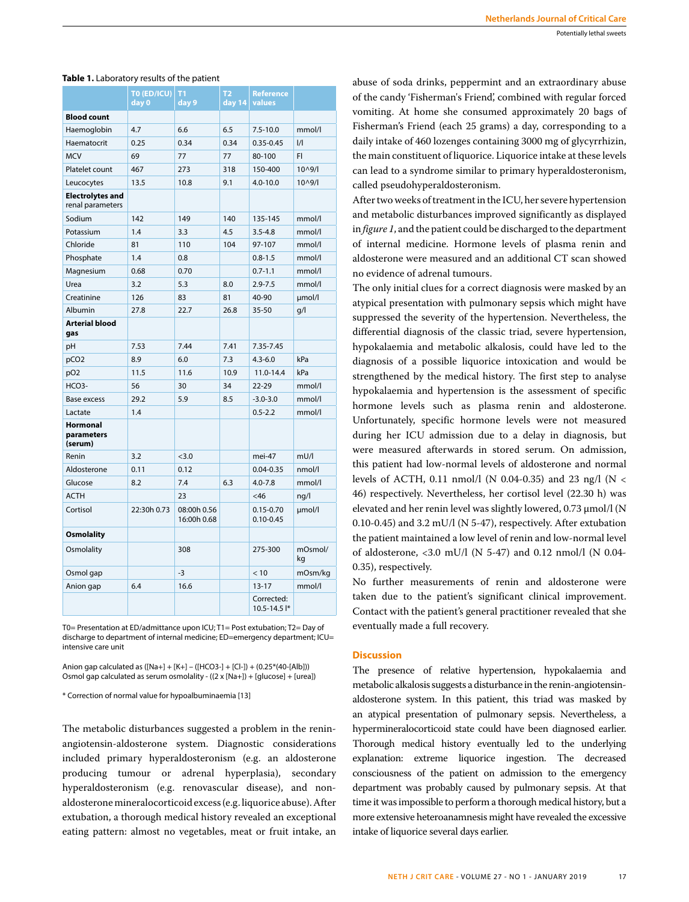**Table 1.** Laboratory results of the patient

| | T0 (ED/ICU) day 0 | T1 day 9 | T2 day 14 | Reference values | |
|---|---|---|---|---|---|
| **Blood count** | | | | | |
| Haemoglobin | 4.7 | 6.6 | 6.5 | 7.5-10.0 | mmol/l |
| Haematocrit | 0.25 | 0.34 | 0.34 | 0.35-0.45 | l/l |
| MCV | 69 | 77 | 77 | 80-100 | Fl |
| Platelet count | 467 | 273 | 318 | 150-400 | 10^9/l |
| Leucocytes | 13.5 | 10.8 | 9.1 | 4.0-10.0 | 10^9/l |
| **Electrolytes and** renal parameters | | | | | |
| Sodium | 142 | 149 | 140 | 135-145 | mmol/l |
| Potassium | 1.4 | 3.3 | 4.5 | 3.5-4.8 | mmol/l |
| Chloride | 81 | 110 | 104 | 97-107 | mmol/l |
| Phosphate | 1.4 | 0.8 | | 0.8-1.5 | mmol/l |
| Magnesium | 0.68 | 0.70 | | 0.7-1.1 | mmol/l |
| Urea | 3.2 | 5.3 | 8.0 | 2.9-7.5 | mmol/l |
| Creatinine | 126 | 83 | 81 | 40-90 | µmol/l |
| Albumin | 27.8 | 22.7 | 26.8 | 35-50 | g/l |
| **Arterial blood gas** | | | | | |
| pH | 7.53 | 7.44 | 7.41 | 7.35-7.45 | |
| pCO2 | 8.9 | 6.0 | 7.3 | 4.3-6.0 | kPa |
| pO2 | 11.5 | 11.6 | 10.9 | 11.0-14.4 | kPa |
| HCO3- | 56 | 30 | 34 | 22-29 | mmol/l |
| Base excess | 29.2 | 5.9 | 8.5 | -3.0-3.0 | mmol/l |
| Lactate | 1.4 | | | 0.5-2.2 | mmol/l |
| **Hormonal parameters (serum)** | | | | | |
| Renin | 3.2 | <3.0 | | mei-47 | mU/l |
| Aldosterone | 0.11 | 0.12 | | 0.04-0.35 | nmol/l |
| Glucose | 8.2 | 7.4 | 6.3 | 4.0-7.8 | mmol/l |
| ACTH | | 23 | | <46 | ng/l |
| Cortisol | 22:30h 0.73 | 08:00h 0.56 16:00h 0.68 | | 0.15-0.70 0.10-0.45 | µmol/l |
| **Osmolality** | | | | | |
| Osmolality | | 308 | | 275-300 | mOsmol/kg |
| Osmol gap | | -3 | | < 10 | mOsm/kg |
| Anion gap | 6.4 | 16.6 | | 13-17 | mmol/l |
| | | | | Corrected: 10.5-14.5 l* | |

T0= Presentation at ED/admittance upon ICU; T1= Post extubation; T2= Day of discharge to department of internal medicine; ED=emergency department; ICU= intensive care unit

Anion gap calculated as ([Na+] + [K+] – ([HCO3-] + [Cl-]) + (0.25*(40-[Alb]))
Osmol gap calculated as serum osmolality - ((2 x [Na+]) + [glucose] + [urea])

* Correction of normal value for hypoalbuminaemia [13]

The metabolic disturbances suggested a problem in the renin-angiotensin-aldosterone system. Diagnostic considerations included primary hyperaldosteronism (e.g. an aldosterone producing tumour or adrenal hyperplasia), secondary hyperaldosteronism (e.g. renovascular disease), and non-aldosterone mineralocorticoid excess (e.g. liquorice abuse). After extubation, a thorough medical history revealed an exceptional eating pattern: almost no vegetables, meat or fruit intake, an abuse of soda drinks, peppermint and an extraordinary abuse of the candy 'Fisherman's Friend', combined with regular forced vomiting. At home she consumed approximately 20 bags of Fisherman's Friend (each 25 grams) a day, corresponding to a daily intake of 460 lozenges containing 3000 mg of glycyrrhizin, the main constituent of liquorice. Liquorice intake at these levels can lead to a syndrome similar to primary hyperaldosteronism, called pseudohyperaldosteronism.

After two weeks of treatment in the ICU, her severe hypertension and metabolic disturbances improved significantly as displayed in *figure 1*, and the patient could be discharged to the department of internal medicine. Hormone levels of plasma renin and aldosterone were measured and an additional CT scan showed no evidence of adrenal tumours.

The only initial clues for a correct diagnosis were masked by an atypical presentation with pulmonary sepsis which might have suppressed the severity of the hypertension. Nevertheless, the differential diagnosis of the classic triad, severe hypertension, hypokalaemia and metabolic alkalosis, could have led to the diagnosis of a possible liquorice intoxication and would be strengthened by the medical history. The first step to analyse hypokalaemia and hypertension is the assessment of specific hormone levels such as plasma renin and aldosterone. Unfortunately, specific hormone levels were not measured during her ICU admission due to a delay in diagnosis, but were measured afterwards in stored serum. On admission, this patient had low-normal levels of aldosterone and normal levels of ACTH, 0.11 nmol/l (N 0.04-0.35) and 23 ng/l (N < 46) respectively. Nevertheless, her cortisol level (22.30 h) was elevated and her renin level was slightly lowered, 0.73 µmol/l (N 0.10-0.45) and 3.2 mU/l (N 5-47), respectively. After extubation the patient maintained a low level of renin and low-normal level of aldosterone, <3.0 mU/l (N 5-47) and 0.12 nmol/l (N 0.04-0.35), respectively.

No further measurements of renin and aldosterone were taken due to the patient's significant clinical improvement. Contact with the patient's general practitioner revealed that she eventually made a full recovery.

## Discussion

The presence of relative hypertension, hypokalaemia and metabolic alkalosis suggests a disturbance in the renin-angiotensin-aldosterone system. In this patient, this triad was masked by an atypical presentation of pulmonary sepsis. Nevertheless, a hypermineralocorticoid state could have been diagnosed earlier. Thorough medical history eventually led to the underlying explanation: extreme liquorice ingestion. The decreased consciousness of the patient on admission to the emergency department was probably caused by pulmonary sepsis. At that time it was impossible to perform a thorough medical history, but a more extensive heteroanamnesis might have revealed the excessive intake of liquorice several days earlier.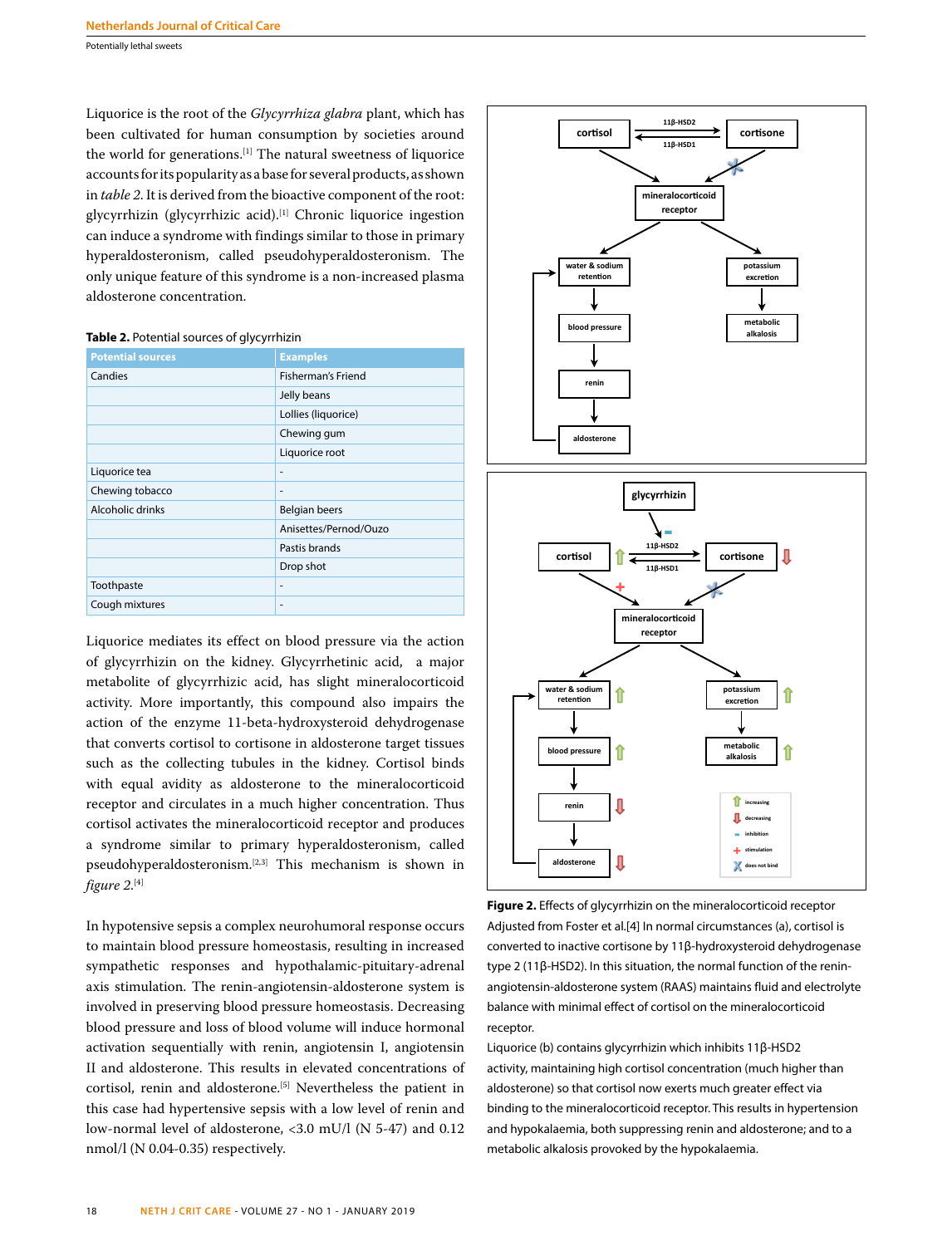Liquorice is the root of the *Glycyrrhiza glabra* plant, which has been cultivated for human consumption by societies around the world for generations.[1] The natural sweetness of liquorice accounts for its popularity as a base for several products, as shown in *table 2.* It is derived from the bioactive component of the root: glycyrrhizin (glycyrrhizic acid).[1] Chronic liquorice ingestion can induce a syndrome with findings similar to those in primary hyperaldosteronism, called pseudohyperaldosteronism. The only unique feature of this syndrome is a non-increased plasma aldosterone concentration.

**Table 2.** Potential sources of glycyrrhizin

| Potential sources | Examples |
|---|---|
| Candies | Fisherman's Friend |
| | Jelly beans |
| | Lollies (liquorice) |
| | Chewing gum |
| | Liquorice root |
| Liquorice tea | - |
| Chewing tobacco | - |
| Alcoholic drinks | Belgian beers |
| | Anisettes/Pernod/Ouzo |
| | Pastis brands |
| | Drop shot |
| Toothpaste | - |
| Cough mixtures | - |

Liquorice mediates its effect on blood pressure via the action of glycyrrhizin on the kidney. Glycyrrhetinic acid, a major metabolite of glycyrrhizic acid, has slight mineralocorticoid activity. More importantly, this compound also impairs the action of the enzyme 11-beta-hydroxysteroid dehydrogenase that converts cortisol to cortisone in aldosterone target tissues such as the collecting tubules in the kidney. Cortisol binds with equal avidity as aldosterone to the mineralocorticoid receptor and circulates in a much higher concentration. Thus cortisol activates the mineralocorticoid receptor and produces a syndrome similar to primary hyperaldosteronism, called pseudohyperaldosteronism.[2,3] This mechanism is shown in *figure 2*.[4]

In hypotensive sepsis a complex neurohumoral response occurs to maintain blood pressure homeostasis, resulting in increased sympathetic responses and hypothalamic-pituitary-adrenal axis stimulation. The renin-angiotensin-aldosterone system is involved in preserving blood pressure homeostasis. Decreasing blood pressure and loss of blood volume will induce hormonal activation sequentially with renin, angiotensin I, angiotensin II and aldosterone. This results in elevated concentrations of cortisol, renin and aldosterone.[5] Nevertheless the patient in this case had hypertensive sepsis with a low level of renin and low-normal level of aldosterone, <3.0 mU/l (N 5-47) and 0.12 nmol/l (N 0.04-0.35) respectively.

**Figure 2.** Effects of glycyrrhizin on the mineralocorticoid receptor
Adjusted from Foster et al.[4] In normal circumstances (a), cortisol is converted to inactive cortisone by 11β-hydroxysteroid dehydrogenase type 2 (11β-HSD2). In this situation, the normal function of the renin-angiotensin-aldosterone system (RAAS) maintains fluid and electrolyte balance with minimal effect of cortisol on the mineralocorticoid receptor.
Liquorice (b) contains glycyrrhizin which inhibits 11β-HSD2 activity, maintaining high cortisol concentration (much higher than aldosterone) so that cortisol now exerts much greater effect via binding to the mineralocorticoid receptor. This results in hypertension and hypokalaemia, both suppressing renin and aldosterone; and to a metabolic alkalosis provoked by the hypokalaemia.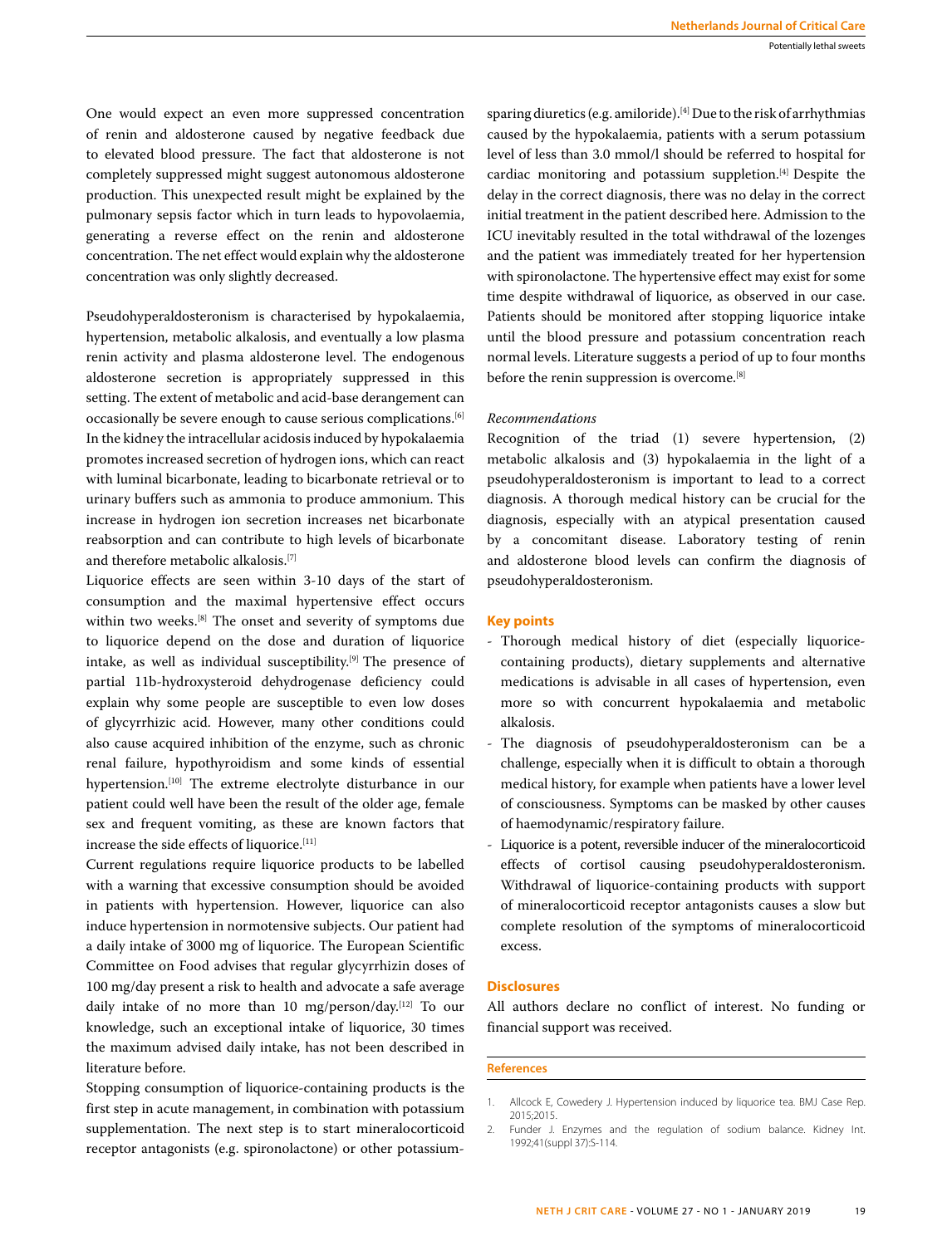One would expect an even more suppressed concentration of renin and aldosterone caused by negative feedback due to elevated blood pressure. The fact that aldosterone is not completely suppressed might suggest autonomous aldosterone production. This unexpected result might be explained by the pulmonary sepsis factor which in turn leads to hypovolaemia, generating a reverse effect on the renin and aldosterone concentration. The net effect would explain why the aldosterone concentration was only slightly decreased.

Pseudohyperaldosteronism is characterised by hypokalaemia, hypertension, metabolic alkalosis, and eventually a low plasma renin activity and plasma aldosterone level. The endogenous aldosterone secretion is appropriately suppressed in this setting. The extent of metabolic and acid-base derangement can occasionally be severe enough to cause serious complications.[6] In the kidney the intracellular acidosis induced by hypokalaemia promotes increased secretion of hydrogen ions, which can react with luminal bicarbonate, leading to bicarbonate retrieval or to urinary buffers such as ammonia to produce ammonium. This increase in hydrogen ion secretion increases net bicarbonate reabsorption and can contribute to high levels of bicarbonate and therefore metabolic alkalosis.[7]

Liquorice effects are seen within 3-10 days of the start of consumption and the maximal hypertensive effect occurs within two weeks.[8] The onset and severity of symptoms due to liquorice depend on the dose and duration of liquorice intake, as well as individual susceptibility.[9] The presence of partial 11b-hydroxysteroid dehydrogenase deficiency could explain why some people are susceptible to even low doses of glycyrrhizic acid. However, many other conditions could also cause acquired inhibition of the enzyme, such as chronic renal failure, hypothyroidism and some kinds of essential hypertension.[10] The extreme electrolyte disturbance in our patient could well have been the result of the older age, female sex and frequent vomiting, as these are known factors that increase the side effects of liquorice.[11]

Current regulations require liquorice products to be labelled with a warning that excessive consumption should be avoided in patients with hypertension. However, liquorice can also induce hypertension in normotensive subjects. Our patient had a daily intake of 3000 mg of liquorice. The European Scientific Committee on Food advises that regular glycyrrhizin doses of 100 mg/day present a risk to health and advocate a safe average daily intake of no more than 10 mg/person/day.[12] To our knowledge, such an exceptional intake of liquorice, 30 times the maximum advised daily intake, has not been described in literature before.

Stopping consumption of liquorice-containing products is the first step in acute management, in combination with potassium supplementation. The next step is to start mineralocorticoid receptor antagonists (e.g. spironolactone) or other potassium-sparing diuretics (e.g. amiloride).[4] Due to the risk of arrhythmias caused by the hypokalaemia, patients with a serum potassium level of less than 3.0 mmol/l should be referred to hospital for cardiac monitoring and potassium suppletion.[4] Despite the delay in the correct diagnosis, there was no delay in the correct initial treatment in the patient described here. Admission to the ICU inevitably resulted in the total withdrawal of the lozenges and the patient was immediately treated for her hypertension with spironolactone. The hypertensive effect may exist for some time despite withdrawal of liquorice, as observed in our case. Patients should be monitored after stopping liquorice intake until the blood pressure and potassium concentration reach normal levels. Literature suggests a period of up to four months before the renin suppression is overcome.[8]

*Recommendations*

Recognition of the triad (1) severe hypertension, (2) metabolic alkalosis and (3) hypokalaemia in the light of a pseudohyperaldosteronism is important to lead to a correct diagnosis. A thorough medical history can be crucial for the diagnosis, especially with an atypical presentation caused by a concomitant disease. Laboratory testing of renin and aldosterone blood levels can confirm the diagnosis of pseudohyperaldosteronism.

## Key points

- Thorough medical history of diet (especially liquorice-containing products), dietary supplements and alternative medications is advisable in all cases of hypertension, even more so with concurrent hypokalaemia and metabolic alkalosis.
- The diagnosis of pseudohyperaldosteronism can be a challenge, especially when it is difficult to obtain a thorough medical history, for example when patients have a lower level of consciousness. Symptoms can be masked by other causes of haemodynamic/respiratory failure.
- Liquorice is a potent, reversible inducer of the mineralocorticoid effects of cortisol causing pseudohyperaldosteronism. Withdrawal of liquorice-containing products with support of mineralocorticoid receptor antagonists causes a slow but complete resolution of the symptoms of mineralocorticoid excess.

## Disclosures

All authors declare no conflict of interest. No funding or financial support was received.

## References

1. Allcock E, Cowedery J. Hypertension induced by liquorice tea. BMJ Case Rep. 2015;2015.
2. Funder J. Enzymes and the regulation of sodium balance. Kidney Int. 1992;41(suppl 37):S-114.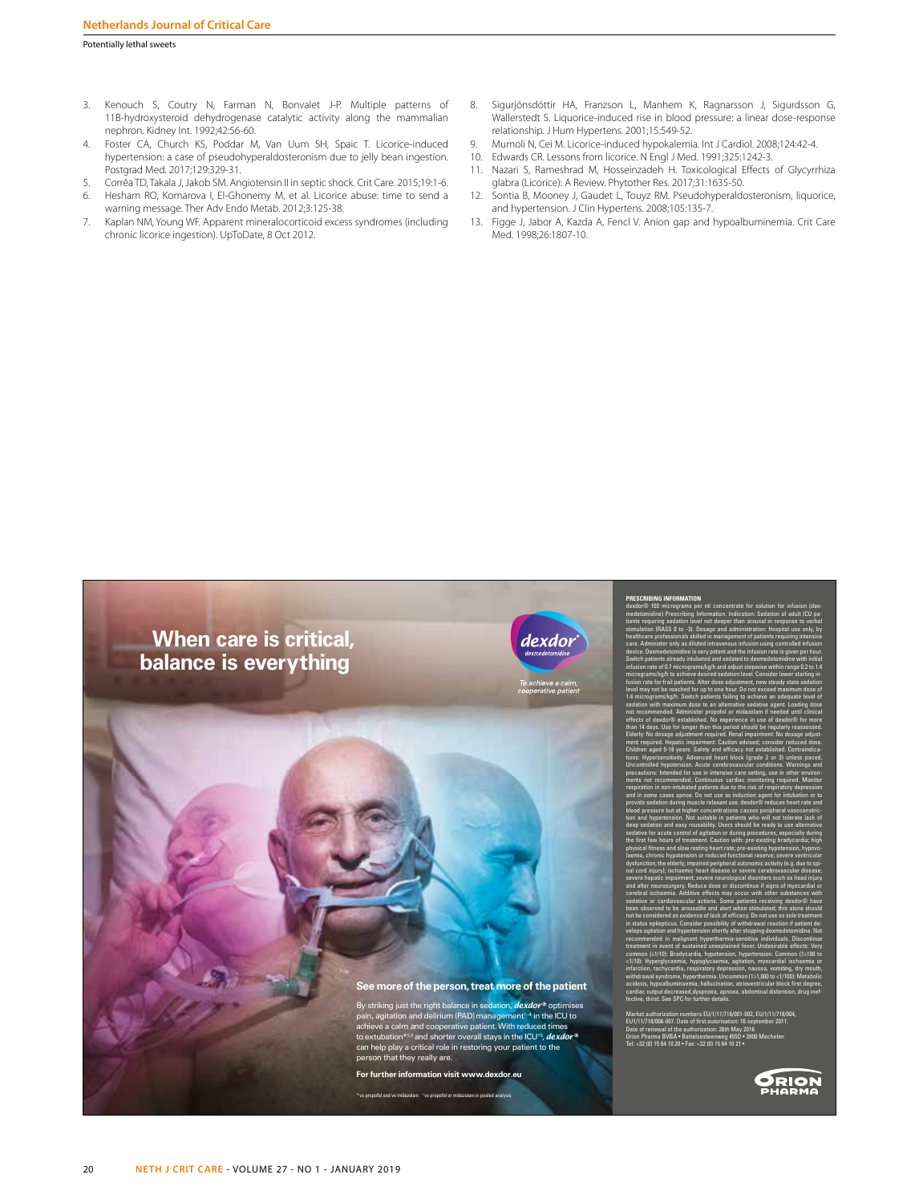3. Kenouch S, Coutry N, Farman N, Bonvalet J-P. Multiple patterns of 11B-hydroxysteroid dehydrogenase catalytic activity along the mammalian nephron. Kidney Int. 1992;42:56-60.
4. Foster CA, Church KS, Poddar M, Van Uum SH, Spaic T. Licorice-induced hypertension: a case of pseudohyperaldosteronism due to jelly bean ingestion. Postgrad Med. 2017;129:329-31.
5. Corrêa TD, Takala J, Jakob SM. Angiotensin II in septic shock. Crit Care. 2015;19:1-6.
6. Hesham RO, Komarova I, El-Ghonemy M, et al. Licorice abuse: time to send a warning message. Ther Adv Endo Metab. 2012;3:125-38.
7. Kaplan NM, Young WF. Apparent mineralocorticoid excess syndromes (including chronic licorice ingestion). UpToDate, 8 Oct 2012.
8. Sigurjónsdóttir HA, Franzson L, Manhem K, Ragnarsson J, Sigurdsson G, Wallerstedt S. Liquorice-induced rise in blood pressure: a linear dose-response relationship. J Hum Hypertens. 2001;15:549-52.
9. Mumoli N, Cei M. Licorice-induced hypokalemia. Int J Cardiol. 2008;124:42-4.
10. Edwards CR. Lessons from licorice. N Engl J Med. 1991;325:1242-3.
11. Nazari S, Rameshrad M, Hosseinzadeh H. Toxicological Effects of Glycyrrhiza glabra (Licorice): A Review. Phytother Res. 2017;31:1635-50.
12. Sontia B, Mooney J, Gaudet L, Touyz RM. Pseudohyperaldosteronism, liquorice, and hypertension. J Clin Hypertens. 2008;105:135-7.
13. Figge J, Jabor A, Kazda A, Fencl V. Anion gap and hypoalbuminemia. Crit Care Med. 1998;26:1807-10.